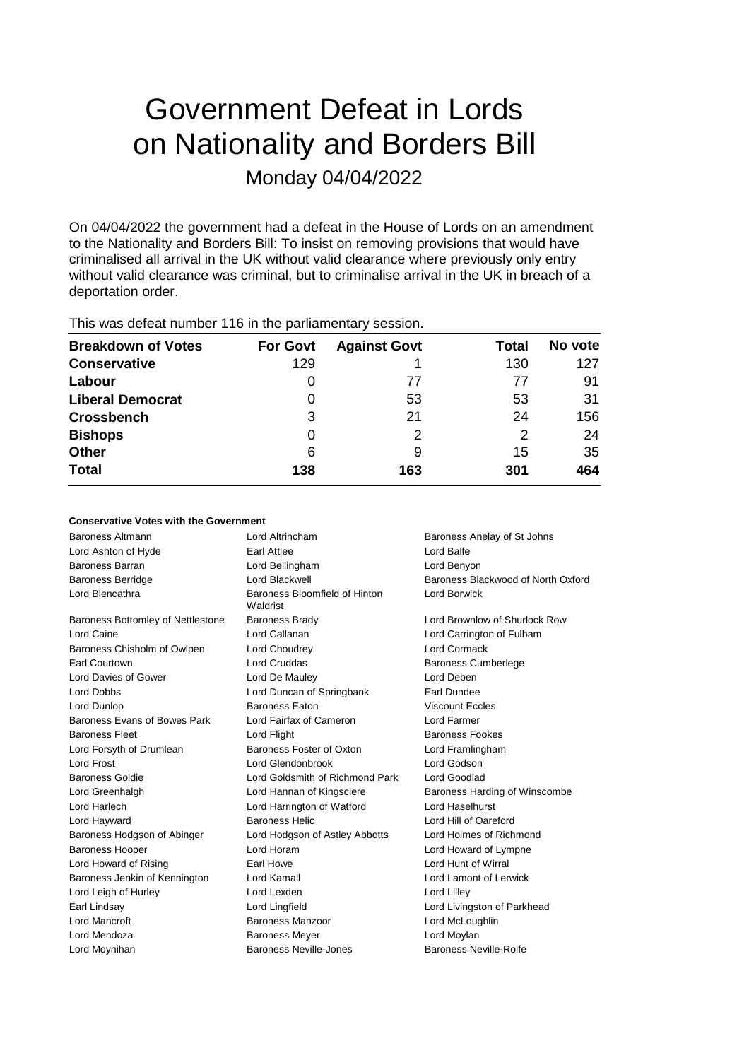# Government Defeat in Lords on Nationality and Borders Bill

Monday 04/04/2022

On 04/04/2022 the government had a defeat in the House of Lords on an amendment to the Nationality and Borders Bill: To insist on removing provisions that would have criminalised all arrival in the UK without valid clearance where previously only entry without valid clearance was criminal, but to criminalise arrival in the UK in breach of a deportation order.

This was defeat number 116 in the parliamentary session.

| Breakdown of Votes | For Govt | Against Govt | Total | No vote |
|---|---|---|---|---|
| **Conservative** | 129 | 1 | 130 | 127 |
| **Labour** | 0 | 77 | 77 | 91 |
| **Liberal Democrat** | 0 | 53 | 53 | 31 |
| **Crossbench** | 3 | 21 | 24 | 156 |
| **Bishops** | 0 | 2 | 2 | 24 |
| **Other** | 6 | 9 | 15 | 35 |
| **Total** | **138** | **163** | **301** | **464** |

#### Conservative Votes with the Government

| | | |
|---|---|---|
| Baroness Altmann | Lord Altrincham | Baroness Anelay of St Johns |
| Lord Ashton of Hyde | Earl Attlee | Lord Balfe |
| Baroness Barran | Lord Bellingham | Lord Benyon |
| Baroness Berridge | Lord Blackwell | Baroness Blackwood of North Oxford |
| Lord Blencathra | Baroness Bloomfield of Hinton Waldrist | Lord Borwick |
| Baroness Bottomley of Nettlestone | Baroness Brady | Lord Brownlow of Shurlock Row |
| Lord Caine | Lord Callanan | Lord Carrington of Fulham |
| Baroness Chisholm of Owlpen | Lord Choudrey | Lord Cormack |
| Earl Courtown | Lord Cruddas | Baroness Cumberlege |
| Lord Davies of Gower | Lord De Mauley | Lord Deben |
| Lord Dobbs | Lord Duncan of Springbank | Earl Dundee |
| Lord Dunlop | Baroness Eaton | Viscount Eccles |
| Baroness Evans of Bowes Park | Lord Fairfax of Cameron | Lord Farmer |
| Baroness Fleet | Lord Flight | Baroness Fookes |
| Lord Forsyth of Drumlean | Baroness Foster of Oxton | Lord Framlingham |
| Lord Frost | Lord Glendonbrook | Lord Godson |
| Baroness Goldie | Lord Goldsmith of Richmond Park | Lord Goodlad |
| Lord Greenhalgh | Lord Hannan of Kingsclere | Baroness Harding of Winscombe |
| Lord Harlech | Lord Harrington of Watford | Lord Haselhurst |
| Lord Hayward | Baroness Helic | Lord Hill of Oareford |
| Baroness Hodgson of Abinger | Lord Hodgson of Astley Abbotts | Lord Holmes of Richmond |
| Baroness Hooper | Lord Horam | Lord Howard of Lympne |
| Lord Howard of Rising | Earl Howe | Lord Hunt of Wirral |
| Baroness Jenkin of Kennington | Lord Kamall | Lord Lamont of Lerwick |
| Lord Leigh of Hurley | Lord Lexden | Lord Lilley |
| Earl Lindsay | Lord Lingfield | Lord Livingston of Parkhead |
| Lord Mancroft | Baroness Manzoor | Lord McLoughlin |
| Lord Mendoza | Baroness Meyer | Lord Moylan |
| Lord Moynihan | Baroness Neville-Jones | Baroness Neville-Rolfe |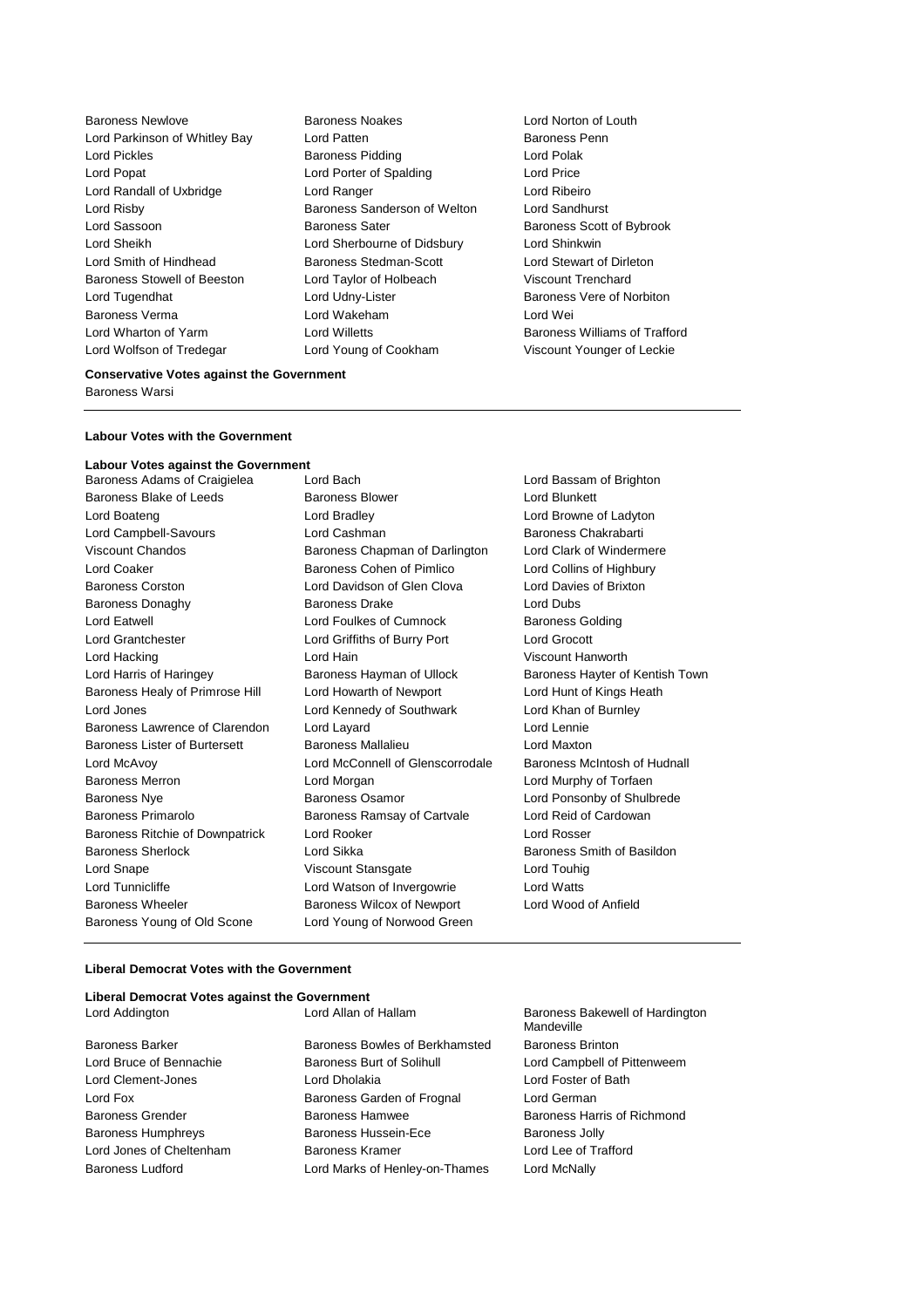Baroness Newlove
Baroness Noakes
Lord Norton of Louth
Lord Parkinson of Whitley Bay
Lord Patten
Baroness Penn
Lord Pickles
Baroness Pidding
Lord Polak
Lord Popat
Lord Porter of Spalding
Lord Price
Lord Randall of Uxbridge
Lord Ranger
Lord Ribeiro
Lord Risby
Baroness Sanderson of Welton
Lord Sandhurst
Lord Sassoon
Baroness Sater
Baroness Scott of Bybrook
Lord Sheikh
Lord Sherbourne of Didsbury
Lord Shinkwin
Lord Smith of Hindhead
Baroness Stedman-Scott
Lord Stewart of Dirleton
Baroness Stowell of Beeston
Lord Taylor of Holbeach
Viscount Trenchard
Lord Tugendhat
Lord Udny-Lister
Baroness Vere of Norbiton
Baroness Verma
Lord Wakeham
Lord Wei
Lord Wharton of Yarm
Lord Willetts
Baroness Williams of Trafford
Lord Wolfson of Tredegar
Lord Young of Cookham
Viscount Younger of Leckie

**Conservative Votes against the Government**

Baroness Warsi

---

**Labour Votes with the Government**

**Labour Votes against the Government**

Baroness Adams of Craigielea
Lord Bach
Lord Bassam of Brighton
Baroness Blake of Leeds
Baroness Blower
Lord Blunkett
Lord Boateng
Lord Bradley
Lord Browne of Ladyton
Lord Campbell-Savours
Lord Cashman
Baroness Chakrabarti
Viscount Chandos
Baroness Chapman of Darlington
Lord Clark of Windermere
Lord Coaker
Baroness Cohen of Pimlico
Lord Collins of Highbury
Baroness Corston
Lord Davidson of Glen Clova
Lord Davies of Brixton
Baroness Donaghy
Baroness Drake
Lord Dubs
Lord Eatwell
Lord Foulkes of Cumnock
Baroness Golding
Lord Grantchester
Lord Griffiths of Burry Port
Lord Grocott
Lord Hacking
Lord Hain
Viscount Hanworth
Lord Harris of Haringey
Baroness Hayman of Ullock
Baroness Hayter of Kentish Town
Baroness Healy of Primrose Hill
Lord Howarth of Newport
Lord Hunt of Kings Heath
Lord Jones
Lord Kennedy of Southwark
Lord Khan of Burnley
Baroness Lawrence of Clarendon
Lord Layard
Lord Lennie
Baroness Lister of Burtersett
Baroness Mallalieu
Lord Maxton
Lord McAvoy
Lord McConnell of Glenscorrodale
Baroness McIntosh of Hudnall
Baroness Merron
Lord Morgan
Lord Murphy of Torfaen
Baroness Nye
Baroness Osamor
Lord Ponsonby of Shulbrede
Baroness Primarolo
Baroness Ramsay of Cartvale
Lord Reid of Cardowan
Baroness Ritchie of Downpatrick
Lord Rooker
Lord Rosser
Baroness Sherlock
Lord Sikka
Baroness Smith of Basildon
Lord Snape
Viscount Stansgate
Lord Touhig
Lord Tunnicliffe
Lord Watson of Invergowrie
Lord Watts
Baroness Wheeler
Baroness Wilcox of Newport
Lord Wood of Anfield
Baroness Young of Old Scone
Lord Young of Norwood Green

---

**Liberal Democrat Votes with the Government**

**Liberal Democrat Votes against the Government**

Lord Addington
Lord Allan of Hallam
Baroness Bakewell of Hardington Mandeville
Baroness Barker
Baroness Bowles of Berkhamsted
Baroness Brinton
Lord Bruce of Bennachie
Baroness Burt of Solihull
Lord Campbell of Pittenweem
Lord Clement-Jones
Lord Dholakia
Lord Foster of Bath
Lord Fox
Baroness Garden of Frognal
Lord German
Baroness Grender
Baroness Hamwee
Baroness Harris of Richmond
Baroness Humphreys
Baroness Hussein-Ece
Baroness Jolly
Lord Jones of Cheltenham
Baroness Kramer
Lord Lee of Trafford
Baroness Ludford
Lord Marks of Henley-on-Thames
Lord McNally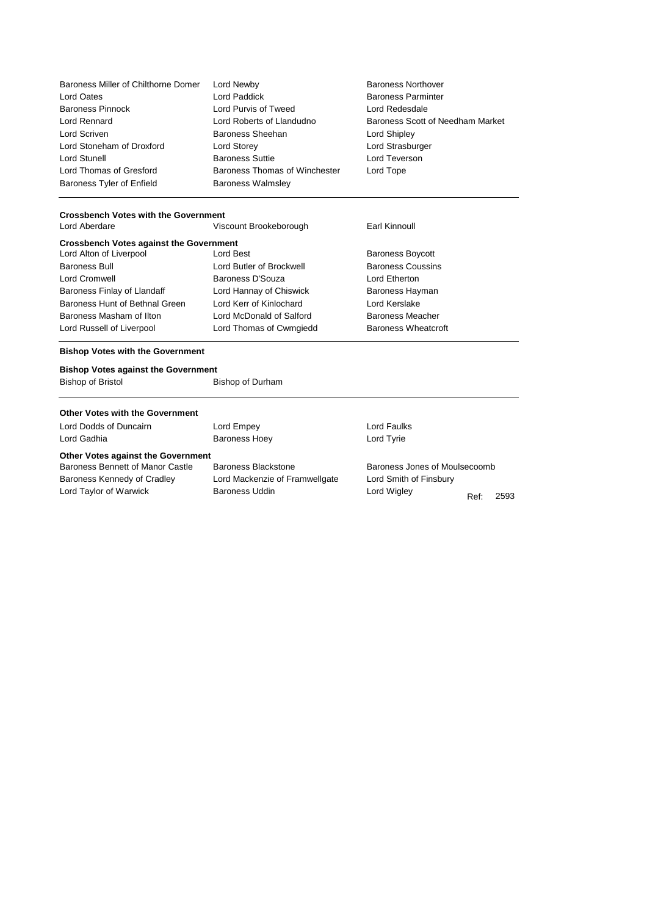Baroness Miller of Chilthorne Domer
Lord Newby
Baroness Northover
Lord Oates
Lord Paddick
Baroness Parminter
Baroness Pinnock
Lord Purvis of Tweed
Lord Redesdale
Lord Rennard
Lord Roberts of Llandudno
Baroness Scott of Needham Market
Lord Scriven
Baroness Sheehan
Lord Shipley
Lord Stoneham of Droxford
Lord Storey
Lord Strasburger
Lord Stunell
Baroness Suttie
Lord Teverson
Lord Thomas of Gresford
Baroness Thomas of Winchester
Lord Tope
Baroness Tyler of Enfield
Baroness Walmsley

**Crossbench Votes with the Government**

Lord Aberdare
Viscount Brookeborough
Earl Kinnoull

**Crossbench Votes against the Government**

Lord Alton of Liverpool
Lord Best
Baroness Boycott
Baroness Bull
Lord Butler of Brockwell
Baroness Coussins
Lord Cromwell
Baroness D'Souza
Lord Etherton
Baroness Finlay of Llandaff
Lord Hannay of Chiswick
Baroness Hayman
Baroness Hunt of Bethnal Green
Lord Kerr of Kinlochard
Lord Kerslake
Baroness Masham of Ilton
Lord McDonald of Salford
Baroness Meacher
Lord Russell of Liverpool
Lord Thomas of Cwmgiedd
Baroness Wheatcroft

**Bishop Votes with the Government**

**Bishop Votes against the Government**

Bishop of Bristol
Bishop of Durham

**Other Votes with the Government**

Lord Dodds of Duncairn
Lord Empey
Lord Faulks
Lord Gadhia
Baroness Hoey
Lord Tyrie

**Other Votes against the Government**

Baroness Bennett of Manor Castle
Baroness Blackstone
Baroness Jones of Moulsecoomb
Baroness Kennedy of Cradley
Lord Mackenzie of Framwellgate
Lord Smith of Finsbury
Lord Taylor of Warwick
Baroness Uddin
Lord Wigley

Ref: 2593